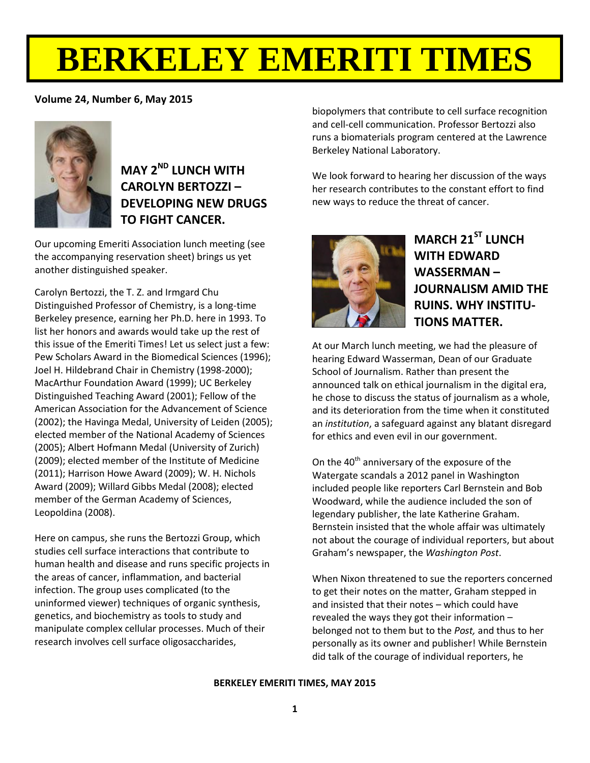# BERKELEY EMERITI TIMES

**Volume 24, Number 6, May 2015**

## MAY 2ND LUNCH WITH CAROLYN BERTOZZI – DEVELOPING NEW DRUGS TO FIGHT CANCER.

Our upcoming Emeriti Association lunch meeting (see the accompanying reservation sheet) brings us yet another distinguished speaker.

Carolyn Bertozzi, the T. Z. and Irmgard Chu Distinguished Professor of Chemistry, is a long-time Berkeley presence, earning her Ph.D. here in 1993. To list her honors and awards would take up the rest of this issue of the Emeriti Times! Let us select just a few: Pew Scholars Award in the Biomedical Sciences (1996); Joel H. Hildebrand Chair in Chemistry (1998-2000); MacArthur Foundation Award (1999); UC Berkeley Distinguished Teaching Award (2001); Fellow of the American Association for the Advancement of Science (2002); the Havinga Medal, University of Leiden (2005); elected member of the National Academy of Sciences (2005); Albert Hofmann Medal (University of Zurich) (2009); elected member of the Institute of Medicine (2011); Harrison Howe Award (2009); W. H. Nichols Award (2009); Willard Gibbs Medal (2008); elected member of the German Academy of Sciences, Leopoldina (2008).

Here on campus, she runs the Bertozzi Group, which studies cell surface interactions that contribute to human health and disease and runs specific projects in the areas of cancer, inflammation, and bacterial infection. The group uses complicated (to the uninformed viewer) techniques of organic synthesis, genetics, and biochemistry as tools to study and manipulate complex cellular processes. Much of their research involves cell surface oligosaccharides, biopolymers that contribute to cell surface recognition and cell-cell communication. Professor Bertozzi also runs a biomaterials program centered at the Lawrence Berkeley National Laboratory.

We look forward to hearing her discussion of the ways her research contributes to the constant effort to find new ways to reduce the threat of cancer.

## MARCH 21ST LUNCH WITH EDWARD WASSERMAN – JOURNALISM AMID THE RUINS. WHY INSTITUTIONS MATTER.

At our March lunch meeting, we had the pleasure of hearing Edward Wasserman, Dean of our Graduate School of Journalism. Rather than present the announced talk on ethical journalism in the digital era, he chose to discuss the status of journalism as a whole, and its deterioration from the time when it constituted an *institution*, a safeguard against any blatant disregard for ethics and even evil in our government.

On the 40th anniversary of the exposure of the Watergate scandals a 2012 panel in Washington included people like reporters Carl Bernstein and Bob Woodward, while the audience included the son of legendary publisher, the late Katherine Graham. Bernstein insisted that the whole affair was ultimately not about the courage of individual reporters, but about Graham's newspaper, the *Washington Post*.

When Nixon threatened to sue the reporters concerned to get their notes on the matter, Graham stepped in and insisted that their notes – which could have revealed the ways they got their information – belonged not to them but to the *Post,* and thus to her personally as its owner and publisher! While Bernstein did talk of the courage of individual reporters, he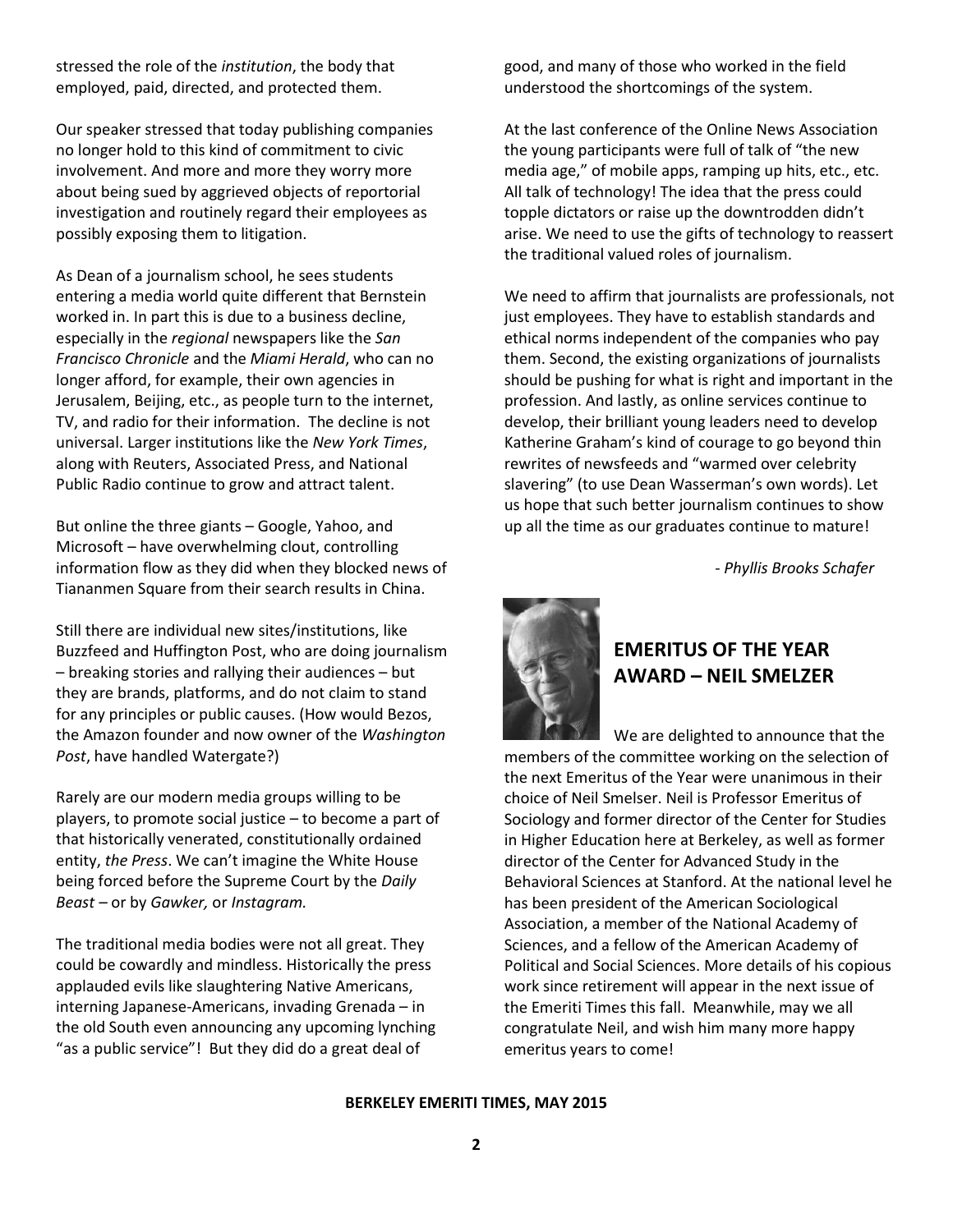stressed the role of the *institution*, the body that employed, paid, directed, and protected them.

Our speaker stressed that today publishing companies no longer hold to this kind of commitment to civic involvement. And more and more they worry more about being sued by aggrieved objects of reportorial investigation and routinely regard their employees as possibly exposing them to litigation.

As Dean of a journalism school, he sees students entering a media world quite different that Bernstein worked in. In part this is due to a business decline, especially in the *regional* newspapers like the *San Francisco Chronicle* and the *Miami Herald*, who can no longer afford, for example, their own agencies in Jerusalem, Beijing, etc., as people turn to the internet, TV, and radio for their information. The decline is not universal. Larger institutions like the *New York Times*, along with Reuters, Associated Press, and National Public Radio continue to grow and attract talent.

But online the three giants – Google, Yahoo, and Microsoft – have overwhelming clout, controlling information flow as they did when they blocked news of Tiananmen Square from their search results in China.

Still there are individual new sites/institutions, like Buzzfeed and Huffington Post, who are doing journalism – breaking stories and rallying their audiences – but they are brands, platforms, and do not claim to stand for any principles or public causes. (How would Bezos, the Amazon founder and now owner of the *Washington Post*, have handled Watergate?)

Rarely are our modern media groups willing to be players, to promote social justice – to become a part of that historically venerated, constitutionally ordained entity, *the Press*. We can't imagine the White House being forced before the Supreme Court by the *Daily Beast* – or by *Gawker,* or *Instagram.*

The traditional media bodies were not all great. They could be cowardly and mindless. Historically the press applauded evils like slaughtering Native Americans, interning Japanese-Americans, invading Grenada – in the old South even announcing any upcoming lynching "as a public service"! But they did do a great deal of good, and many of those who worked in the field understood the shortcomings of the system.

At the last conference of the Online News Association the young participants were full of talk of "the new media age," of mobile apps, ramping up hits, etc., etc. All talk of technology! The idea that the press could topple dictators or raise up the downtrodden didn't arise. We need to use the gifts of technology to reassert the traditional valued roles of journalism.

We need to affirm that journalists are professionals, not just employees. They have to establish standards and ethical norms independent of the companies who pay them. Second, the existing organizations of journalists should be pushing for what is right and important in the profession. And lastly, as online services continue to develop, their brilliant young leaders need to develop Katherine Graham's kind of courage to go beyond thin rewrites of newsfeeds and "warmed over celebrity slavering" (to use Dean Wasserman's own words). Let us hope that such better journalism continues to show up all the time as our graduates continue to mature!

*- Phyllis Brooks Schafer*

## EMERITUS OF THE YEAR AWARD – NEIL SMELZER

We are delighted to announce that the members of the committee working on the selection of the next Emeritus of the Year were unanimous in their choice of Neil Smelser. Neil is Professor Emeritus of Sociology and former director of the Center for Studies in Higher Education here at Berkeley, as well as former director of the Center for Advanced Study in the Behavioral Sciences at Stanford. At the national level he has been president of the American Sociological Association, a member of the National Academy of Sciences, and a fellow of the American Academy of Political and Social Sciences. More details of his copious work since retirement will appear in the next issue of the Emeriti Times this fall. Meanwhile, may we all congratulate Neil, and wish him many more happy emeritus years to come!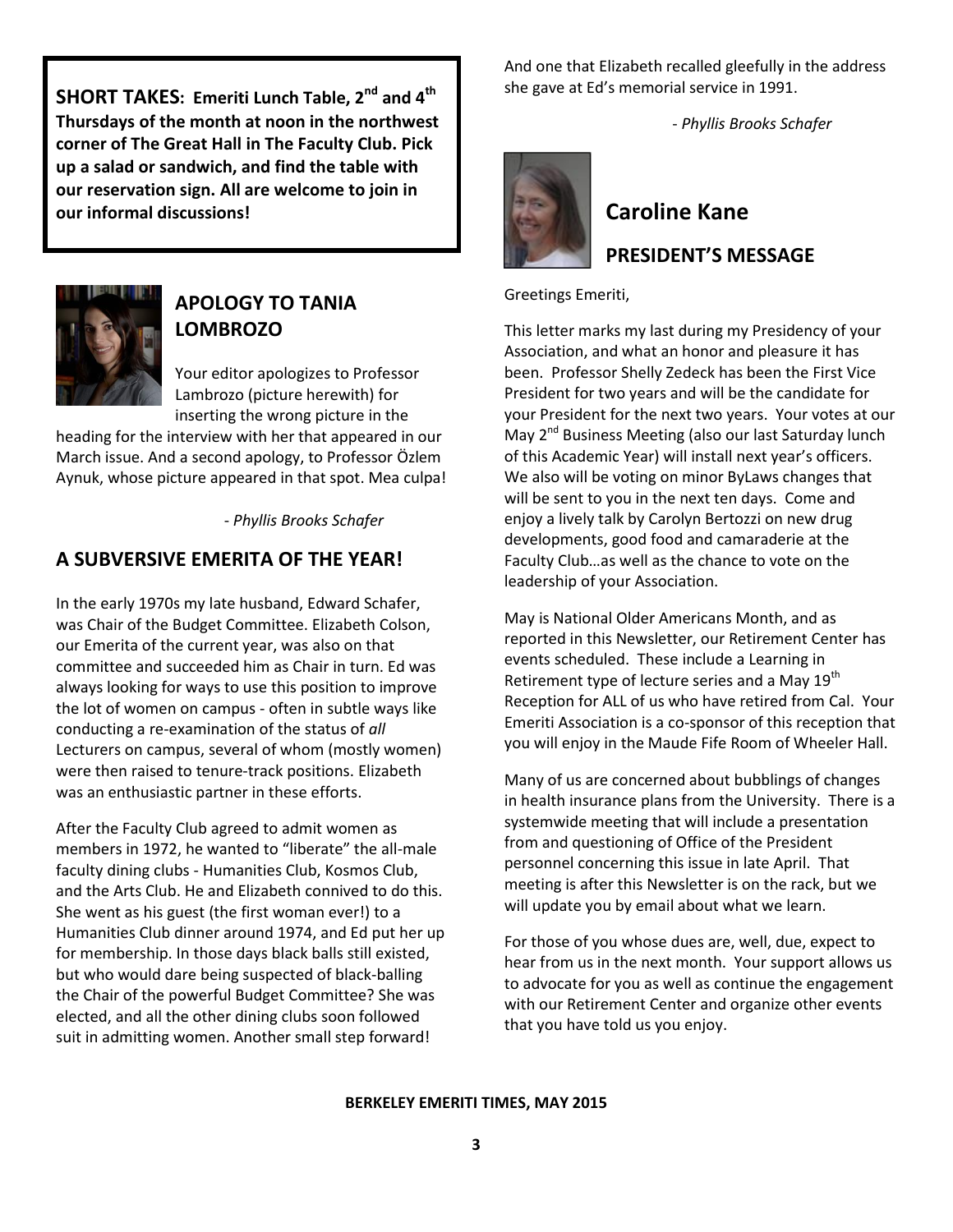**SHORT TAKES: Emeriti Lunch Table, 2nd and 4th Thursdays of the month at noon in the northwest corner of The Great Hall in The Faculty Club. Pick up a salad or sandwich, and find the table with our reservation sign. All are welcome to join in our informal discussions!**

## APOLOGY TO TANIA LOMBROZO

Your editor apologizes to Professor Lambrozo (picture herewith) for inserting the wrong picture in the heading for the interview with her that appeared in our March issue. And a second apology, to Professor Özlem Aynuk, whose picture appeared in that spot. Mea culpa!

*- Phyllis Brooks Schafer*

## A SUBVERSIVE EMERITA OF THE YEAR!

In the early 1970s my late husband, Edward Schafer, was Chair of the Budget Committee. Elizabeth Colson, our Emerita of the current year, was also on that committee and succeeded him as Chair in turn. Ed was always looking for ways to use this position to improve the lot of women on campus - often in subtle ways like conducting a re-examination of the status of *all* Lecturers on campus, several of whom (mostly women) were then raised to tenure-track positions. Elizabeth was an enthusiastic partner in these efforts.

After the Faculty Club agreed to admit women as members in 1972, he wanted to "liberate" the all-male faculty dining clubs - Humanities Club, Kosmos Club, and the Arts Club. He and Elizabeth connived to do this. She went as his guest (the first woman ever!) to a Humanities Club dinner around 1974, and Ed put her up for membership. In those days black balls still existed, but who would dare being suspected of black-balling the Chair of the powerful Budget Committee? She was elected, and all the other dining clubs soon followed suit in admitting women. Another small step forward! And one that Elizabeth recalled gleefully in the address she gave at Ed's memorial service in 1991.

*- Phyllis Brooks Schafer*

## Caroline Kane

## PRESIDENT'S MESSAGE

Greetings Emeriti,

This letter marks my last during my Presidency of your Association, and what an honor and pleasure it has been. Professor Shelly Zedeck has been the First Vice President for two years and will be the candidate for your President for the next two years. Your votes at our May 2nd Business Meeting (also our last Saturday lunch of this Academic Year) will install next year's officers. We also will be voting on minor ByLaws changes that will be sent to you in the next ten days. Come and enjoy a lively talk by Carolyn Bertozzi on new drug developments, good food and camaraderie at the Faculty Club…as well as the chance to vote on the leadership of your Association.

May is National Older Americans Month, and as reported in this Newsletter, our Retirement Center has events scheduled. These include a Learning in Retirement type of lecture series and a May 19th Reception for ALL of us who have retired from Cal. Your Emeriti Association is a co-sponsor of this reception that you will enjoy in the Maude Fife Room of Wheeler Hall.

Many of us are concerned about bubblings of changes in health insurance plans from the University. There is a systemwide meeting that will include a presentation from and questioning of Office of the President personnel concerning this issue in late April. That meeting is after this Newsletter is on the rack, but we will update you by email about what we learn.

For those of you whose dues are, well, due, expect to hear from us in the next month. Your support allows us to advocate for you as well as continue the engagement with our Retirement Center and organize other events that you have told us you enjoy.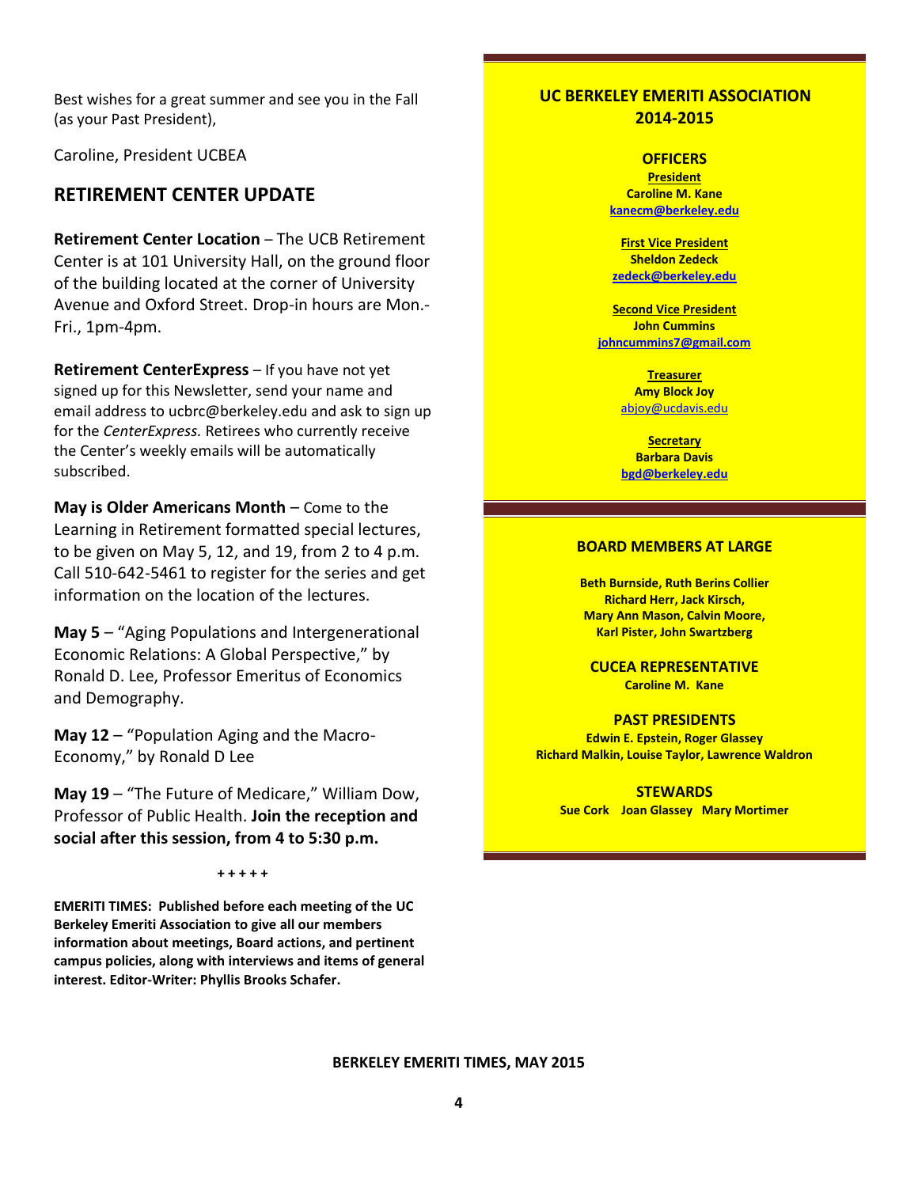Best wishes for a great summer and see you in the Fall (as your Past President),

Caroline, President UCBEA

## RETIREMENT CENTER UPDATE

**Retirement Center Location** – The UCB Retirement Center is at 101 University Hall, on the ground floor of the building located at the corner of University Avenue and Oxford Street. Drop-in hours are Mon.-Fri., 1pm-4pm.

**Retirement CenterExpress** – If you have not yet signed up for this Newsletter, send your name and email address to ucbrc@berkeley.edu and ask to sign up for the *CenterExpress.* Retirees who currently receive the Center's weekly emails will be automatically subscribed.

**May is Older Americans Month** – Come to the Learning in Retirement formatted special lectures, to be given on May 5, 12, and 19, from 2 to 4 p.m. Call 510-642-5461 to register for the series and get information on the location of the lectures.

**May 5** – "Aging Populations and Intergenerational Economic Relations: A Global Perspective," by Ronald D. Lee, Professor Emeritus of Economics and Demography.

**May 12** – "Population Aging and the Macro-Economy," by Ronald D Lee

**May 19** – "The Future of Medicare," William Dow, Professor of Public Health. **Join the reception and social after this session, from 4 to 5:30 p.m.**

+ + + + +

**EMERITI TIMES: Published before each meeting of the UC Berkeley Emeriti Association to give all our members information about meetings, Board actions, and pertinent campus policies, along with interviews and items of general interest. Editor-Writer: Phyllis Brooks Schafer.**

## UC BERKELEY EMERITI ASSOCIATION 2014-2015

### OFFICERS

**President**
**Caroline M. Kane**
**kanecm@berkeley.edu**

**First Vice President**
**Sheldon Zedeck**
**zedeck@berkeley.edu**

**Second Vice President**
**John Cummins**
**johncummins7@gmail.com**

**Treasurer**
**Amy Block Joy**
abjoy@ucdavis.edu

**Secretary**
**Barbara Davis**
**bgd@berkeley.edu**

### BOARD MEMBERS AT LARGE

**Beth Burnside, Ruth Berins Collier**
**Richard Herr, Jack Kirsch,**
**Mary Ann Mason, Calvin Moore,**
**Karl Pister, John Swartzberg**

### CUCEA REPRESENTATIVE

**Caroline M. Kane**

### PAST PRESIDENTS

**Edwin E. Epstein, Roger Glassey**
**Richard Malkin, Louise Taylor, Lawrence Waldron**

### STEWARDS

**Sue Cork Joan Glassey Mary Mortimer**

**BERKELEY EMERITI TIMES, MAY 2015**